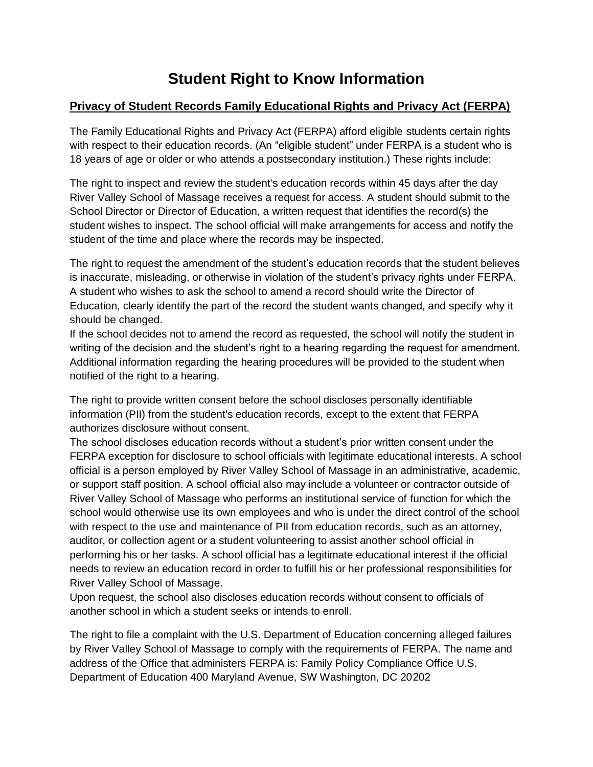# Student Right to Know Information

## Privacy of Student Records Family Educational Rights and Privacy Act (FERPA)

The Family Educational Rights and Privacy Act (FERPA) afford eligible students certain rights with respect to their education records. (An "eligible student" under FERPA is a student who is 18 years of age or older or who attends a postsecondary institution.) These rights include:

The right to inspect and review the student's education records within 45 days after the day River Valley School of Massage receives a request for access. A student should submit to the School Director or Director of Education, a written request that identifies the record(s) the student wishes to inspect. The school official will make arrangements for access and notify the student of the time and place where the records may be inspected.

The right to request the amendment of the student's education records that the student believes is inaccurate, misleading, or otherwise in violation of the student's privacy rights under FERPA. A student who wishes to ask the school to amend a record should write the Director of Education, clearly identify the part of the record the student wants changed, and specify why it should be changed.
If the school decides not to amend the record as requested, the school will notify the student in writing of the decision and the student's right to a hearing regarding the request for amendment. Additional information regarding the hearing procedures will be provided to the student when notified of the right to a hearing.

The right to provide written consent before the school discloses personally identifiable information (PII) from the student's education records, except to the extent that FERPA authorizes disclosure without consent.
The school discloses education records without a student's prior written consent under the FERPA exception for disclosure to school officials with legitimate educational interests. A school official is a person employed by River Valley School of Massage in an administrative, academic, or support staff position. A school official also may include a volunteer or contractor outside of River Valley School of Massage who performs an institutional service of function for which the school would otherwise use its own employees and who is under the direct control of the school with respect to the use and maintenance of PII from education records, such as an attorney, auditor, or collection agent or a student volunteering to assist another school official in performing his or her tasks. A school official has a legitimate educational interest if the official needs to review an education record in order to fulfill his or her professional responsibilities for River Valley School of Massage.
Upon request, the school also discloses education records without consent to officials of another school in which a student seeks or intends to enroll.

The right to file a complaint with the U.S. Department of Education concerning alleged failures by River Valley School of Massage to comply with the requirements of FERPA. The name and address of the Office that administers FERPA is: Family Policy Compliance Office U.S. Department of Education 400 Maryland Avenue, SW Washington, DC 20202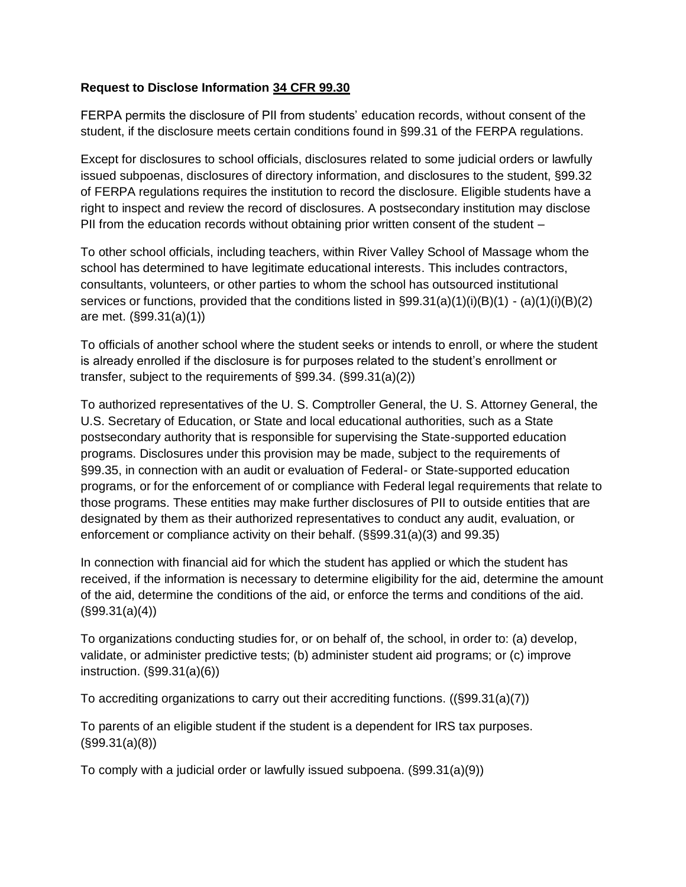**Request to Disclose Information 34 CFR 99.30**

FERPA permits the disclosure of PII from students' education records, without consent of the student, if the disclosure meets certain conditions found in §99.31 of the FERPA regulations.

Except for disclosures to school officials, disclosures related to some judicial orders or lawfully issued subpoenas, disclosures of directory information, and disclosures to the student, §99.32 of FERPA regulations requires the institution to record the disclosure. Eligible students have a right to inspect and review the record of disclosures. A postsecondary institution may disclose PII from the education records without obtaining prior written consent of the student –

To other school officials, including teachers, within River Valley School of Massage whom the school has determined to have legitimate educational interests. This includes contractors, consultants, volunteers, or other parties to whom the school has outsourced institutional services or functions, provided that the conditions listed in §99.31(a)(1)(i)(B)(1) - (a)(1)(i)(B)(2) are met. (§99.31(a)(1))

To officials of another school where the student seeks or intends to enroll, or where the student is already enrolled if the disclosure is for purposes related to the student's enrollment or transfer, subject to the requirements of §99.34. (§99.31(a)(2))

To authorized representatives of the U. S. Comptroller General, the U. S. Attorney General, the U.S. Secretary of Education, or State and local educational authorities, such as a State postsecondary authority that is responsible for supervising the State-supported education programs. Disclosures under this provision may be made, subject to the requirements of §99.35, in connection with an audit or evaluation of Federal- or State-supported education programs, or for the enforcement of or compliance with Federal legal requirements that relate to those programs. These entities may make further disclosures of PII to outside entities that are designated by them as their authorized representatives to conduct any audit, evaluation, or enforcement or compliance activity on their behalf. (§§99.31(a)(3) and 99.35)

In connection with financial aid for which the student has applied or which the student has received, if the information is necessary to determine eligibility for the aid, determine the amount of the aid, determine the conditions of the aid, or enforce the terms and conditions of the aid. (§99.31(a)(4))

To organizations conducting studies for, or on behalf of, the school, in order to: (a) develop, validate, or administer predictive tests; (b) administer student aid programs; or (c) improve instruction. (§99.31(a)(6))

To accrediting organizations to carry out their accrediting functions. ((§99.31(a)(7))

To parents of an eligible student if the student is a dependent for IRS tax purposes. (§99.31(a)(8))

To comply with a judicial order or lawfully issued subpoena. (§99.31(a)(9))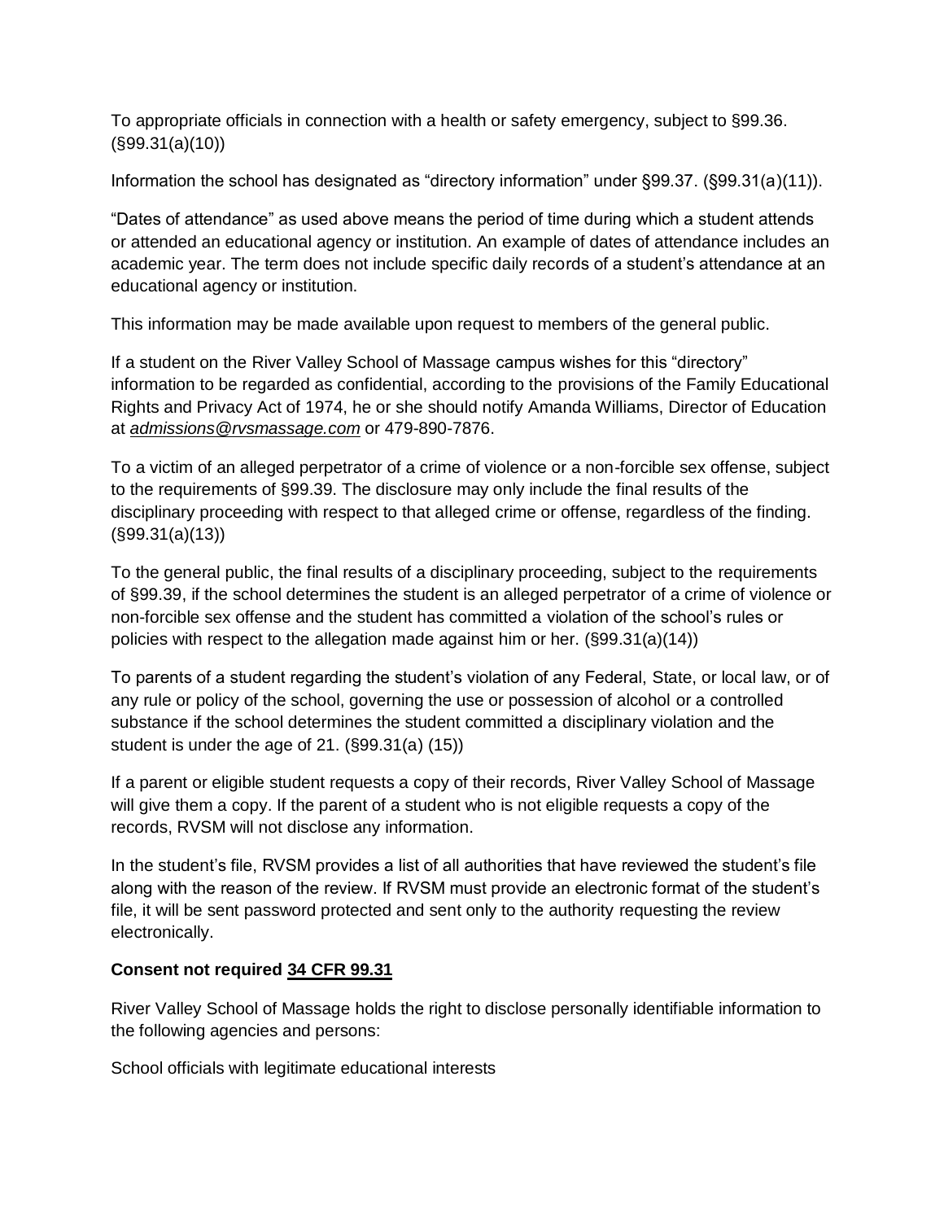To appropriate officials in connection with a health or safety emergency, subject to §99.36. (§99.31(a)(10))

Information the school has designated as "directory information" under §99.37. (§99.31(a)(11)).

"Dates of attendance" as used above means the period of time during which a student attends or attended an educational agency or institution. An example of dates of attendance includes an academic year. The term does not include specific daily records of a student's attendance at an educational agency or institution.

This information may be made available upon request to members of the general public.

If a student on the River Valley School of Massage campus wishes for this "directory" information to be regarded as confidential, according to the provisions of the Family Educational Rights and Privacy Act of 1974, he or she should notify Amanda Williams, Director of Education at *admissions@rvsmassage.com* or 479-890-7876.

To a victim of an alleged perpetrator of a crime of violence or a non-forcible sex offense, subject to the requirements of §99.39. The disclosure may only include the final results of the disciplinary proceeding with respect to that alleged crime or offense, regardless of the finding. (§99.31(a)(13))

To the general public, the final results of a disciplinary proceeding, subject to the requirements of §99.39, if the school determines the student is an alleged perpetrator of a crime of violence or non-forcible sex offense and the student has committed a violation of the school's rules or policies with respect to the allegation made against him or her. (§99.31(a)(14))

To parents of a student regarding the student's violation of any Federal, State, or local law, or of any rule or policy of the school, governing the use or possession of alcohol or a controlled substance if the school determines the student committed a disciplinary violation and the student is under the age of 21. (§99.31(a) (15))

If a parent or eligible student requests a copy of their records, River Valley School of Massage will give them a copy. If the parent of a student who is not eligible requests a copy of the records, RVSM will not disclose any information.

In the student's file, RVSM provides a list of all authorities that have reviewed the student's file along with the reason of the review. If RVSM must provide an electronic format of the student's file, it will be sent password protected and sent only to the authority requesting the review electronically.

**Consent not required 34 CFR 99.31**

River Valley School of Massage holds the right to disclose personally identifiable information to the following agencies and persons:

School officials with legitimate educational interests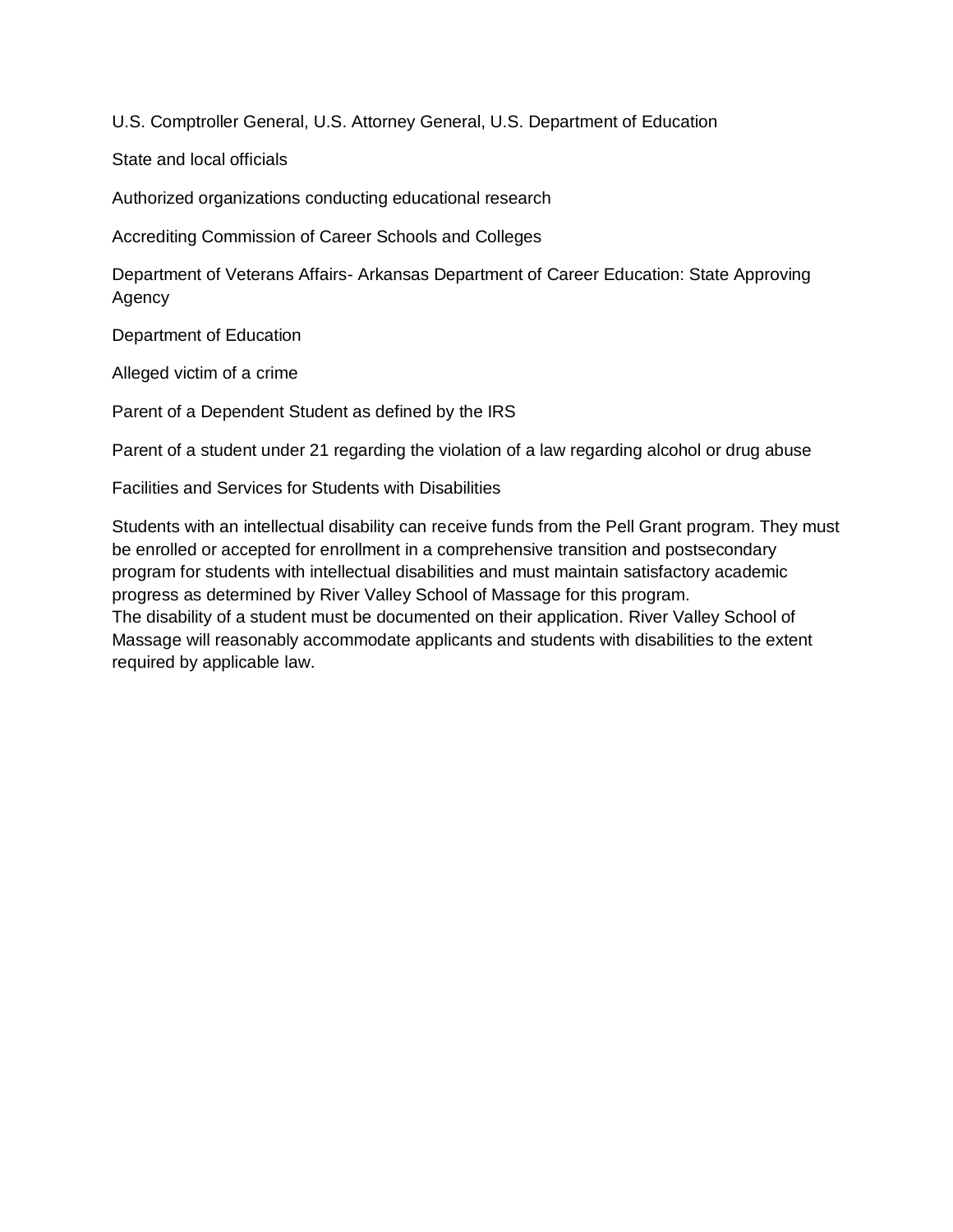U.S. Comptroller General, U.S. Attorney General, U.S. Department of Education

State and local officials

Authorized organizations conducting educational research

Accrediting Commission of Career Schools and Colleges

Department of Veterans Affairs- Arkansas Department of Career Education: State Approving Agency

Department of Education

Alleged victim of a crime

Parent of a Dependent Student as defined by the IRS

Parent of a student under 21 regarding the violation of a law regarding alcohol or drug abuse

Facilities and Services for Students with Disabilities

Students with an intellectual disability can receive funds from the Pell Grant program. They must be enrolled or accepted for enrollment in a comprehensive transition and postsecondary program for students with intellectual disabilities and must maintain satisfactory academic progress as determined by River Valley School of Massage for this program.
The disability of a student must be documented on their application. River Valley School of Massage will reasonably accommodate applicants and students with disabilities to the extent required by applicable law.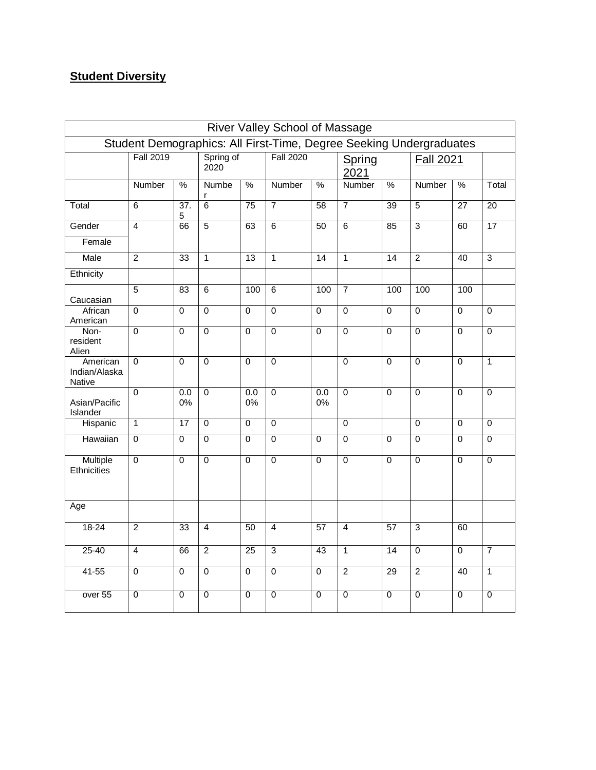## Student Diversity

| River Valley School of Massage | | | | | | | | | | | |
|---|---|---|---|---|---|---|---|---|---|---|---|
| Student Demographics: All First-Time, Degree Seeking Undergraduates | | | | | | | | | | | |
| | Fall 2019 | | Spring of 2020 | | Fall 2020 | | Spring 2021 | | Fall 2021 | | |
| | Number | % | Number | % | Number | % | Number | % | Number | % | Total |
| Total | 6 | 37.5 | 6 | 75 | 7 | 58 | 7 | 39 | 5 | 27 | 20 |
| Gender<br>Female | 4 | 66 | 5 | 63 | 6 | 50 | 6 | 85 | 3 | 60 | 17 |
| Male | 2 | 33 | 1 | 13 | 1 | 14 | 1 | 14 | 2 | 40 | 3 |
| Ethnicity | | | | | | | | | | | |
| Caucasian | 5 | 83 | 6 | 100 | 6 | 100 | 7 | 100 | 100 | 100 | |
| African American | 0 | 0 | 0 | 0 | 0 | 0 | 0 | 0 | 0 | 0 | 0 |
| Non-resident Alien | 0 | 0 | 0 | 0 | 0 | 0 | 0 | 0 | 0 | 0 | 0 |
| American Indian/Alaska Native | 0 | 0 | 0 | 0 | 0 | | 0 | 0 | 0 | 0 | 1 |
| Asian/Pacific Islander | 0 | 0.00% | 0 | 0.00% | 0 | 0.00% | 0 | 0 | 0 | 0 | 0 |
| Hispanic | 1 | 17 | 0 | 0 | 0 | | 0 | | 0 | 0 | 0 |
| Hawaiian | 0 | 0 | 0 | 0 | 0 | 0 | 0 | 0 | 0 | 0 | 0 |
| Multiple Ethnicities | 0 | 0 | 0 | 0 | 0 | 0 | 0 | 0 | 0 | 0 | 0 |
| Age | | | | | | | | | | | |
| 18-24 | 2 | 33 | 4 | 50 | 4 | 57 | 4 | 57 | 3 | 60 | |
| 25-40 | 4 | 66 | 2 | 25 | 3 | 43 | 1 | 14 | 0 | 0 | 7 |
| 41-55 | 0 | 0 | 0 | 0 | 0 | 0 | 2 | 29 | 2 | 40 | 1 |
| over 55 | 0 | 0 | 0 | 0 | 0 | 0 | 0 | 0 | 0 | 0 | 0 |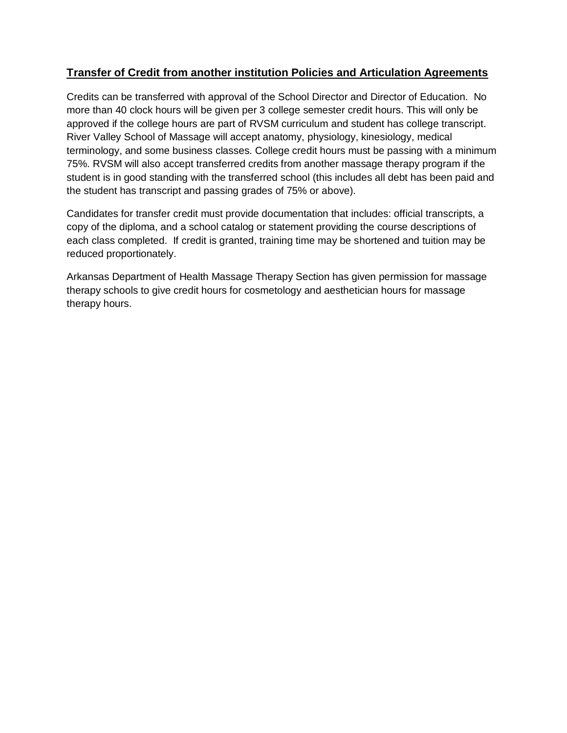**Transfer of Credit from another institution Policies and Articulation Agreements**

Credits can be transferred with approval of the School Director and Director of Education. No more than 40 clock hours will be given per 3 college semester credit hours. This will only be approved if the college hours are part of RVSM curriculum and student has college transcript. River Valley School of Massage will accept anatomy, physiology, kinesiology, medical terminology, and some business classes. College credit hours must be passing with a minimum 75%. RVSM will also accept transferred credits from another massage therapy program if the student is in good standing with the transferred school (this includes all debt has been paid and the student has transcript and passing grades of 75% or above).

Candidates for transfer credit must provide documentation that includes: official transcripts, a copy of the diploma, and a school catalog or statement providing the course descriptions of each class completed. If credit is granted, training time may be shortened and tuition may be reduced proportionately.

Arkansas Department of Health Massage Therapy Section has given permission for massage therapy schools to give credit hours for cosmetology and aesthetician hours for massage therapy hours.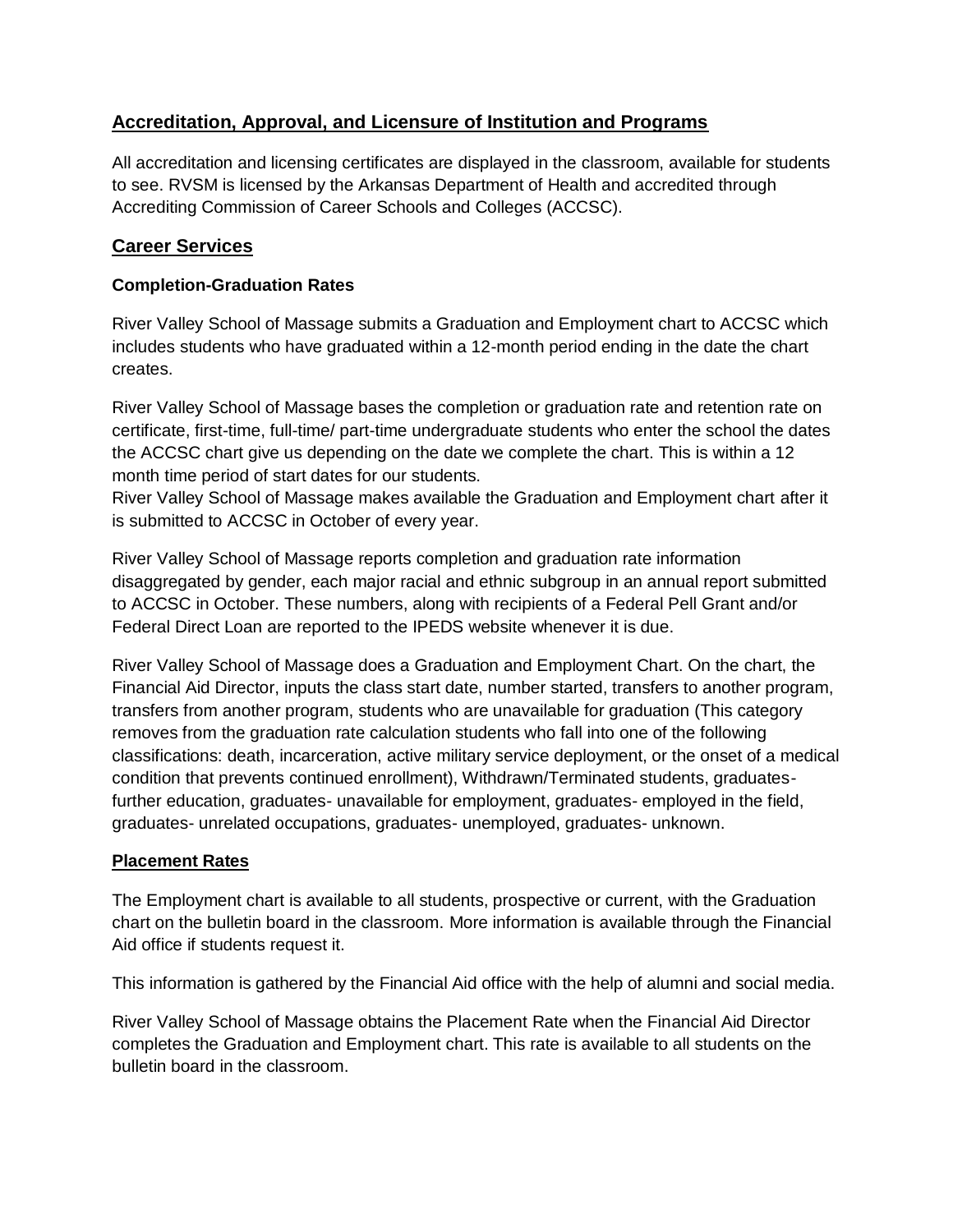## Accreditation, Approval, and Licensure of Institution and Programs

All accreditation and licensing certificates are displayed in the classroom, available for students to see. RVSM is licensed by the Arkansas Department of Health and accredited through Accrediting Commission of Career Schools and Colleges (ACCSC).

## Career Services

### Completion-Graduation Rates

River Valley School of Massage submits a Graduation and Employment chart to ACCSC which includes students who have graduated within a 12-month period ending in the date the chart creates.

River Valley School of Massage bases the completion or graduation rate and retention rate on certificate, first-time, full-time/ part-time undergraduate students who enter the school the dates the ACCSC chart give us depending on the date we complete the chart. This is within a 12 month time period of start dates for our students.
River Valley School of Massage makes available the Graduation and Employment chart after it is submitted to ACCSC in October of every year.

River Valley School of Massage reports completion and graduation rate information disaggregated by gender, each major racial and ethnic subgroup in an annual report submitted to ACCSC in October. These numbers, along with recipients of a Federal Pell Grant and/or Federal Direct Loan are reported to the IPEDS website whenever it is due.

River Valley School of Massage does a Graduation and Employment Chart. On the chart, the Financial Aid Director, inputs the class start date, number started, transfers to another program, transfers from another program, students who are unavailable for graduation (This category removes from the graduation rate calculation students who fall into one of the following classifications: death, incarceration, active military service deployment, or the onset of a medical condition that prevents continued enrollment), Withdrawn/Terminated students, graduates- further education, graduates- unavailable for employment, graduates- employed in the field, graduates- unrelated occupations, graduates- unemployed, graduates- unknown.

### Placement Rates

The Employment chart is available to all students, prospective or current, with the Graduation chart on the bulletin board in the classroom. More information is available through the Financial Aid office if students request it.

This information is gathered by the Financial Aid office with the help of alumni and social media.

River Valley School of Massage obtains the Placement Rate when the Financial Aid Director completes the Graduation and Employment chart. This rate is available to all students on the bulletin board in the classroom.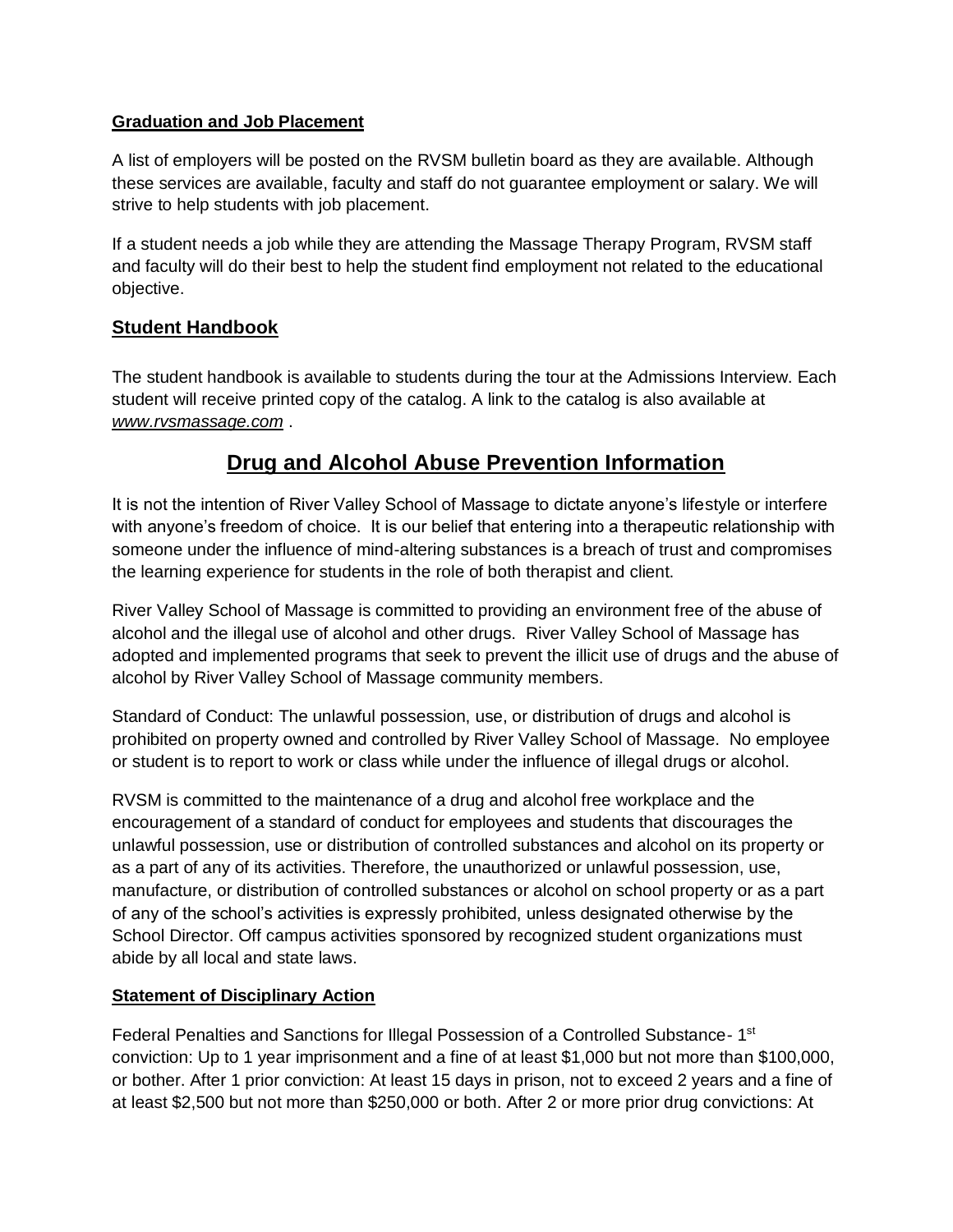**Graduation and Job Placement**

A list of employers will be posted on the RVSM bulletin board as they are available. Although these services are available, faculty and staff do not guarantee employment or salary. We will strive to help students with job placement.

If a student needs a job while they are attending the Massage Therapy Program, RVSM staff and faculty will do their best to help the student find employment not related to the educational objective.

## Student Handbook

The student handbook is available to students during the tour at the Admissions Interview. Each student will receive printed copy of the catalog. A link to the catalog is also available at *www.rvsmassage.com* .

# Drug and Alcohol Abuse Prevention Information

It is not the intention of River Valley School of Massage to dictate anyone's lifestyle or interfere with anyone's freedom of choice. It is our belief that entering into a therapeutic relationship with someone under the influence of mind-altering substances is a breach of trust and compromises the learning experience for students in the role of both therapist and client.

River Valley School of Massage is committed to providing an environment free of the abuse of alcohol and the illegal use of alcohol and other drugs. River Valley School of Massage has adopted and implemented programs that seek to prevent the illicit use of drugs and the abuse of alcohol by River Valley School of Massage community members.

Standard of Conduct: The unlawful possession, use, or distribution of drugs and alcohol is prohibited on property owned and controlled by River Valley School of Massage. No employee or student is to report to work or class while under the influence of illegal drugs or alcohol.

RVSM is committed to the maintenance of a drug and alcohol free workplace and the encouragement of a standard of conduct for employees and students that discourages the unlawful possession, use or distribution of controlled substances and alcohol on its property or as a part of any of its activities. Therefore, the unauthorized or unlawful possession, use, manufacture, or distribution of controlled substances or alcohol on school property or as a part of any of the school's activities is expressly prohibited, unless designated otherwise by the School Director. Off campus activities sponsored by recognized student organizations must abide by all local and state laws.

**Statement of Disciplinary Action**

Federal Penalties and Sanctions for Illegal Possession of a Controlled Substance- 1st conviction: Up to 1 year imprisonment and a fine of at least $1,000 but not more than $100,000, or bother. After 1 prior conviction: At least 15 days in prison, not to exceed 2 years and a fine of at least $2,500 but not more than $250,000 or both. After 2 or more prior drug convictions: At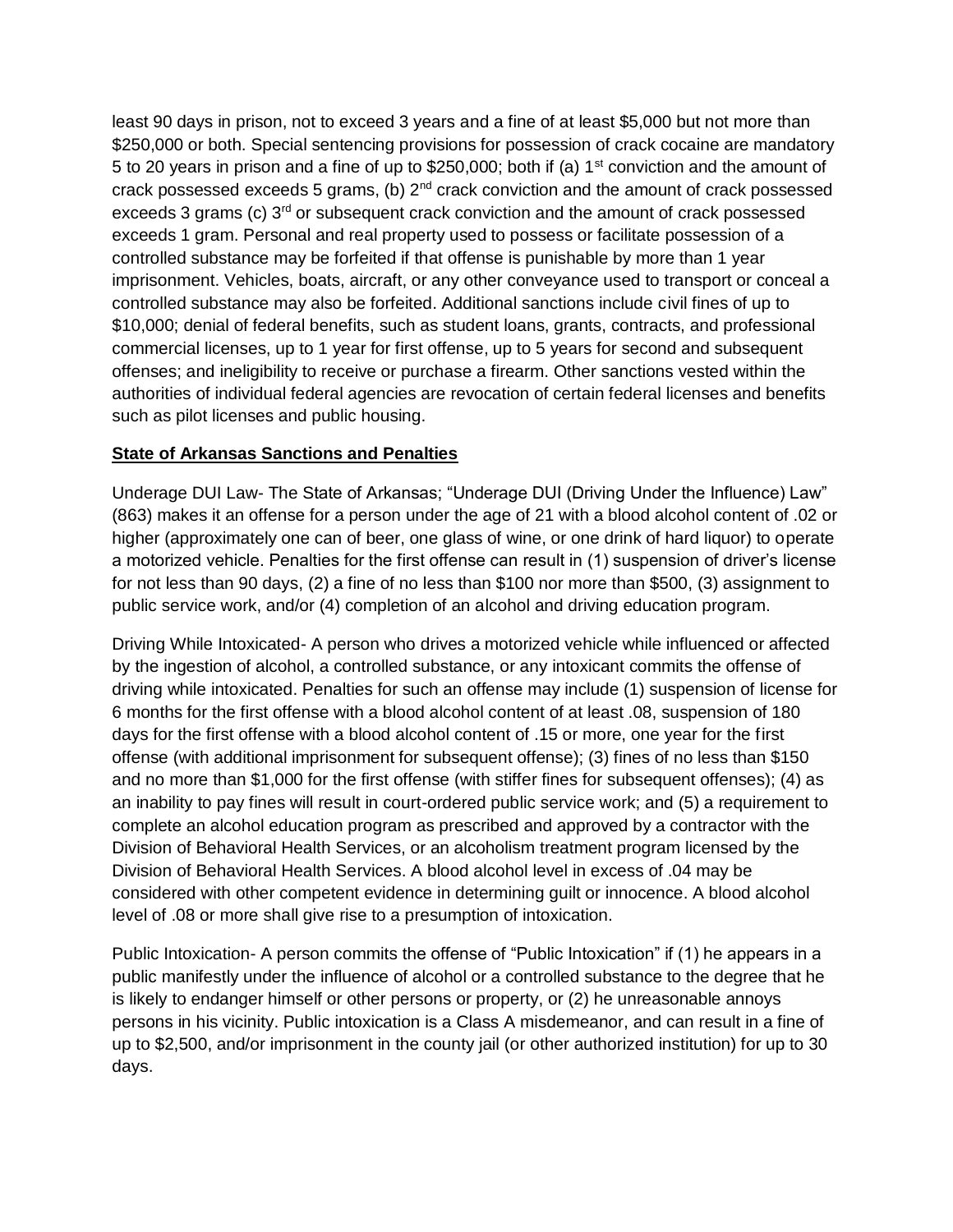least 90 days in prison, not to exceed 3 years and a fine of at least $5,000 but not more than $250,000 or both. Special sentencing provisions for possession of crack cocaine are mandatory 5 to 20 years in prison and a fine of up to $250,000; both if (a) 1st conviction and the amount of crack possessed exceeds 5 grams, (b) 2nd crack conviction and the amount of crack possessed exceeds 3 grams (c) 3rd or subsequent crack conviction and the amount of crack possessed exceeds 1 gram. Personal and real property used to possess or facilitate possession of a controlled substance may be forfeited if that offense is punishable by more than 1 year imprisonment. Vehicles, boats, aircraft, or any other conveyance used to transport or conceal a controlled substance may also be forfeited. Additional sanctions include civil fines of up to $10,000; denial of federal benefits, such as student loans, grants, contracts, and professional commercial licenses, up to 1 year for first offense, up to 5 years for second and subsequent offenses; and ineligibility to receive or purchase a firearm. Other sanctions vested within the authorities of individual federal agencies are revocation of certain federal licenses and benefits such as pilot licenses and public housing.

**State of Arkansas Sanctions and Penalties**

Underage DUI Law- The State of Arkansas; "Underage DUI (Driving Under the Influence) Law" (863) makes it an offense for a person under the age of 21 with a blood alcohol content of .02 or higher (approximately one can of beer, one glass of wine, or one drink of hard liquor) to operate a motorized vehicle. Penalties for the first offense can result in (1) suspension of driver's license for not less than 90 days, (2) a fine of no less than $100 nor more than $500, (3) assignment to public service work, and/or (4) completion of an alcohol and driving education program.

Driving While Intoxicated- A person who drives a motorized vehicle while influenced or affected by the ingestion of alcohol, a controlled substance, or any intoxicant commits the offense of driving while intoxicated. Penalties for such an offense may include (1) suspension of license for 6 months for the first offense with a blood alcohol content of at least .08, suspension of 180 days for the first offense with a blood alcohol content of .15 or more, one year for the first offense (with additional imprisonment for subsequent offense); (3) fines of no less than $150 and no more than $1,000 for the first offense (with stiffer fines for subsequent offenses); (4) as an inability to pay fines will result in court-ordered public service work; and (5) a requirement to complete an alcohol education program as prescribed and approved by a contractor with the Division of Behavioral Health Services, or an alcoholism treatment program licensed by the Division of Behavioral Health Services. A blood alcohol level in excess of .04 may be considered with other competent evidence in determining guilt or innocence. A blood alcohol level of .08 or more shall give rise to a presumption of intoxication.

Public Intoxication- A person commits the offense of "Public Intoxication" if (1) he appears in a public manifestly under the influence of alcohol or a controlled substance to the degree that he is likely to endanger himself or other persons or property, or (2) he unreasonable annoys persons in his vicinity. Public intoxication is a Class A misdemeanor, and can result in a fine of up to $2,500, and/or imprisonment in the county jail (or other authorized institution) for up to 30 days.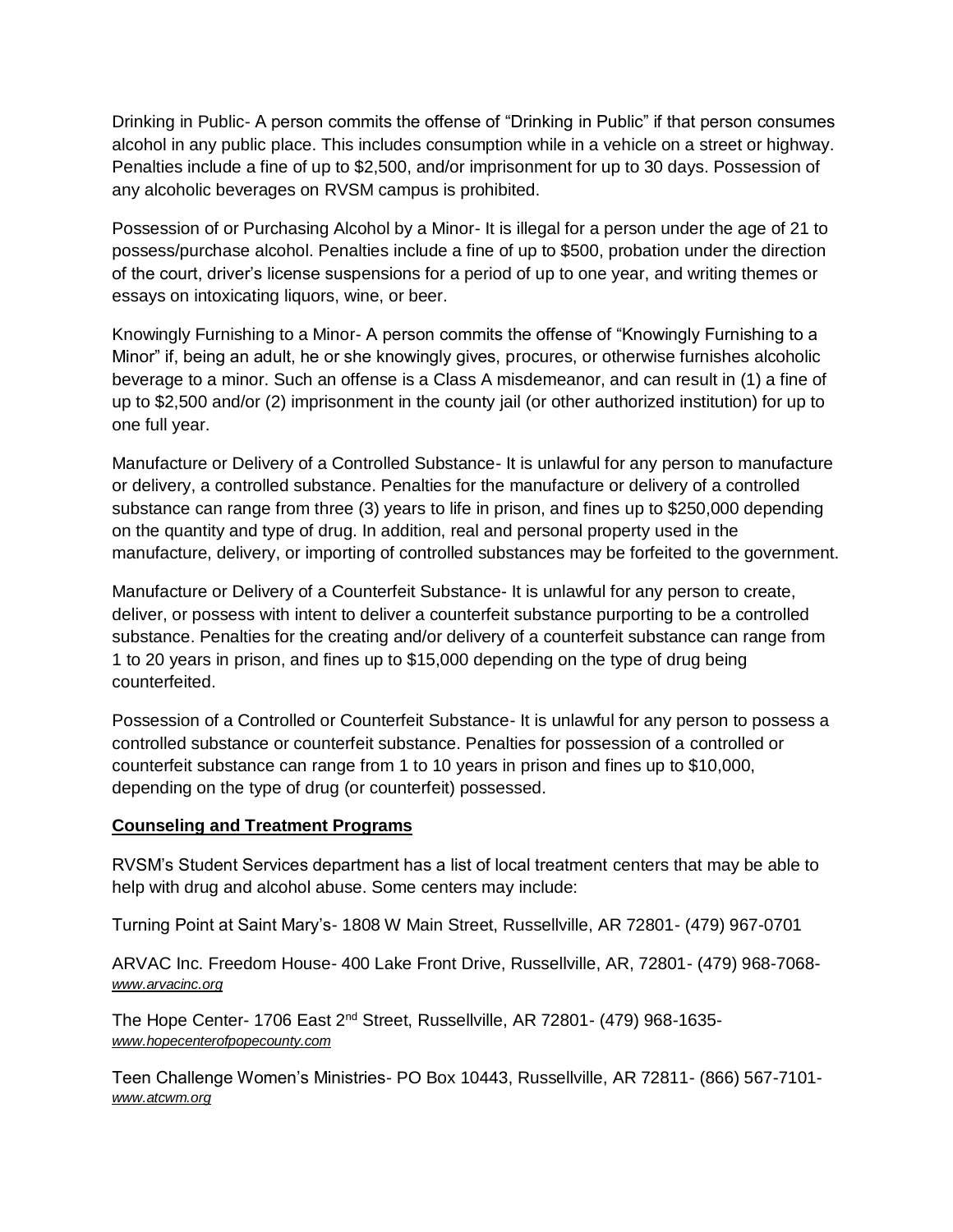Drinking in Public- A person commits the offense of "Drinking in Public" if that person consumes alcohol in any public place. This includes consumption while in a vehicle on a street or highway. Penalties include a fine of up to $2,500, and/or imprisonment for up to 30 days. Possession of any alcoholic beverages on RVSM campus is prohibited.

Possession of or Purchasing Alcohol by a Minor- It is illegal for a person under the age of 21 to possess/purchase alcohol. Penalties include a fine of up to $500, probation under the direction of the court, driver's license suspensions for a period of up to one year, and writing themes or essays on intoxicating liquors, wine, or beer.

Knowingly Furnishing to a Minor- A person commits the offense of "Knowingly Furnishing to a Minor" if, being an adult, he or she knowingly gives, procures, or otherwise furnishes alcoholic beverage to a minor. Such an offense is a Class A misdemeanor, and can result in (1) a fine of up to $2,500 and/or (2) imprisonment in the county jail (or other authorized institution) for up to one full year.

Manufacture or Delivery of a Controlled Substance- It is unlawful for any person to manufacture or delivery, a controlled substance. Penalties for the manufacture or delivery of a controlled substance can range from three (3) years to life in prison, and fines up to $250,000 depending on the quantity and type of drug. In addition, real and personal property used in the manufacture, delivery, or importing of controlled substances may be forfeited to the government.

Manufacture or Delivery of a Counterfeit Substance- It is unlawful for any person to create, deliver, or possess with intent to deliver a counterfeit substance purporting to be a controlled substance. Penalties for the creating and/or delivery of a counterfeit substance can range from 1 to 20 years in prison, and fines up to $15,000 depending on the type of drug being counterfeited.

Possession of a Controlled or Counterfeit Substance- It is unlawful for any person to possess a controlled substance or counterfeit substance. Penalties for possession of a controlled or counterfeit substance can range from 1 to 10 years in prison and fines up to $10,000, depending on the type of drug (or counterfeit) possessed.

**Counseling and Treatment Programs**

RVSM's Student Services department has a list of local treatment centers that may be able to help with drug and alcohol abuse. Some centers may include:

Turning Point at Saint Mary's- 1808 W Main Street, Russellville, AR 72801- (479) 967-0701

ARVAC Inc. Freedom House- 400 Lake Front Drive, Russellville, AR, 72801- (479) 968-7068- *www.arvacinc.org*

The Hope Center- 1706 East 2nd Street, Russellville, AR 72801- (479) 968-1635- *www.hopecenterofpopecounty.com*

Teen Challenge Women's Ministries- PO Box 10443, Russellville, AR 72811- (866) 567-7101- *www.atcwm.org*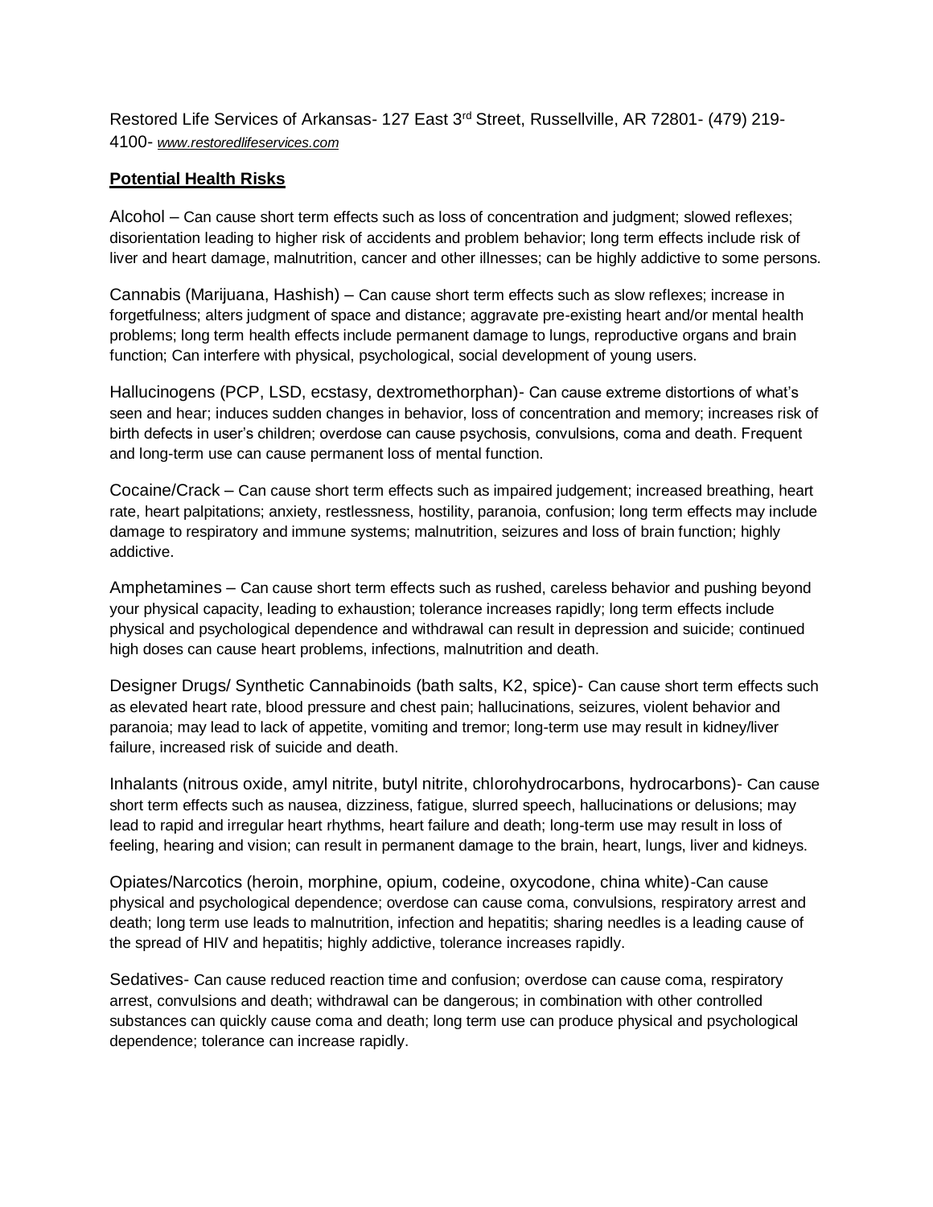Restored Life Services of Arkansas- 127 East 3rd Street, Russellville, AR 72801- (479) 219-4100- *www.restoredlifeservices.com*

## **Potential Health Risks**

Alcohol – Can cause short term effects such as loss of concentration and judgment; slowed reflexes; disorientation leading to higher risk of accidents and problem behavior; long term effects include risk of liver and heart damage, malnutrition, cancer and other illnesses; can be highly addictive to some persons.

Cannabis (Marijuana, Hashish) – Can cause short term effects such as slow reflexes; increase in forgetfulness; alters judgment of space and distance; aggravate pre-existing heart and/or mental health problems; long term health effects include permanent damage to lungs, reproductive organs and brain function; Can interfere with physical, psychological, social development of young users.

Hallucinogens (PCP, LSD, ecstasy, dextromethorphan)- Can cause extreme distortions of what's seen and hear; induces sudden changes in behavior, loss of concentration and memory; increases risk of birth defects in user's children; overdose can cause psychosis, convulsions, coma and death. Frequent and long-term use can cause permanent loss of mental function.

Cocaine/Crack – Can cause short term effects such as impaired judgement; increased breathing, heart rate, heart palpitations; anxiety, restlessness, hostility, paranoia, confusion; long term effects may include damage to respiratory and immune systems; malnutrition, seizures and loss of brain function; highly addictive.

Amphetamines – Can cause short term effects such as rushed, careless behavior and pushing beyond your physical capacity, leading to exhaustion; tolerance increases rapidly; long term effects include physical and psychological dependence and withdrawal can result in depression and suicide; continued high doses can cause heart problems, infections, malnutrition and death.

Designer Drugs/ Synthetic Cannabinoids (bath salts, K2, spice)- Can cause short term effects such as elevated heart rate, blood pressure and chest pain; hallucinations, seizures, violent behavior and paranoia; may lead to lack of appetite, vomiting and tremor; long-term use may result in kidney/liver failure, increased risk of suicide and death.

Inhalants (nitrous oxide, amyl nitrite, butyl nitrite, chlorohydrocarbons, hydrocarbons)- Can cause short term effects such as nausea, dizziness, fatigue, slurred speech, hallucinations or delusions; may lead to rapid and irregular heart rhythms, heart failure and death; long-term use may result in loss of feeling, hearing and vision; can result in permanent damage to the brain, heart, lungs, liver and kidneys.

Opiates/Narcotics (heroin, morphine, opium, codeine, oxycodone, china white)-Can cause physical and psychological dependence; overdose can cause coma, convulsions, respiratory arrest and death; long term use leads to malnutrition, infection and hepatitis; sharing needles is a leading cause of the spread of HIV and hepatitis; highly addictive, tolerance increases rapidly.

Sedatives- Can cause reduced reaction time and confusion; overdose can cause coma, respiratory arrest, convulsions and death; withdrawal can be dangerous; in combination with other controlled substances can quickly cause coma and death; long term use can produce physical and psychological dependence; tolerance can increase rapidly.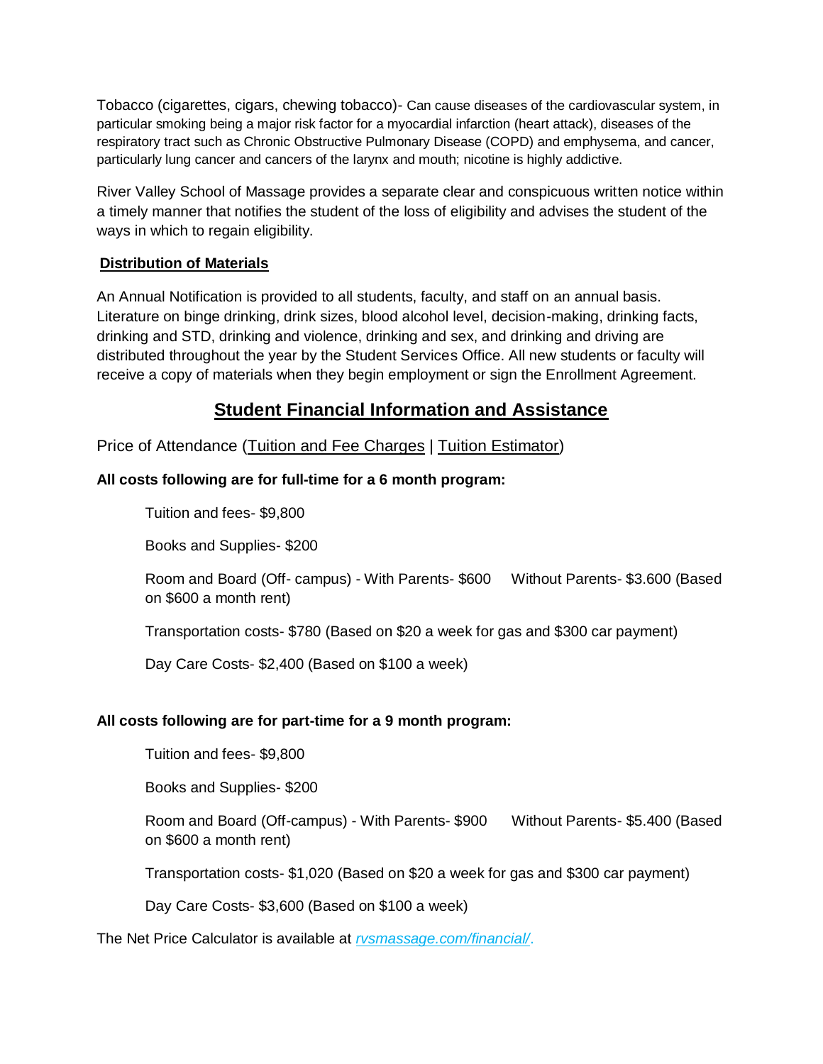Tobacco (cigarettes, cigars, chewing tobacco)- Can cause diseases of the cardiovascular system, in particular smoking being a major risk factor for a myocardial infarction (heart attack), diseases of the respiratory tract such as Chronic Obstructive Pulmonary Disease (COPD) and emphysema, and cancer, particularly lung cancer and cancers of the larynx and mouth; nicotine is highly addictive.

River Valley School of Massage provides a separate clear and conspicuous written notice within a timely manner that notifies the student of the loss of eligibility and advises the student of the ways in which to regain eligibility.

**Distribution of Materials**

An Annual Notification is provided to all students, faculty, and staff on an annual basis. Literature on binge drinking, drink sizes, blood alcohol level, decision-making, drinking facts, drinking and STD, drinking and violence, drinking and sex, and drinking and driving are distributed throughout the year by the Student Services Office. All new students or faculty will receive a copy of materials when they begin employment or sign the Enrollment Agreement.

## Student Financial Information and Assistance

Price of Attendance (Tuition and Fee Charges | Tuition Estimator)

**All costs following are for full-time for a 6 month program:**

Tuition and fees- $9,800

Books and Supplies- $200

Room and Board (Off- campus) - With Parents- $600 Without Parents- $3.600 (Based on $600 a month rent)

Transportation costs- $780 (Based on $20 a week for gas and $300 car payment)

Day Care Costs- $2,400 (Based on $100 a week)

**All costs following are for part-time for a 9 month program:**

Tuition and fees- $9,800

Books and Supplies- $200

Room and Board (Off-campus) - With Parents- $900 Without Parents- $5.400 (Based on $600 a month rent)

Transportation costs- $1,020 (Based on $20 a week for gas and $300 car payment)

Day Care Costs- $3,600 (Based on $100 a week)

The Net Price Calculator is available at *rvsmassage.com/financial/*.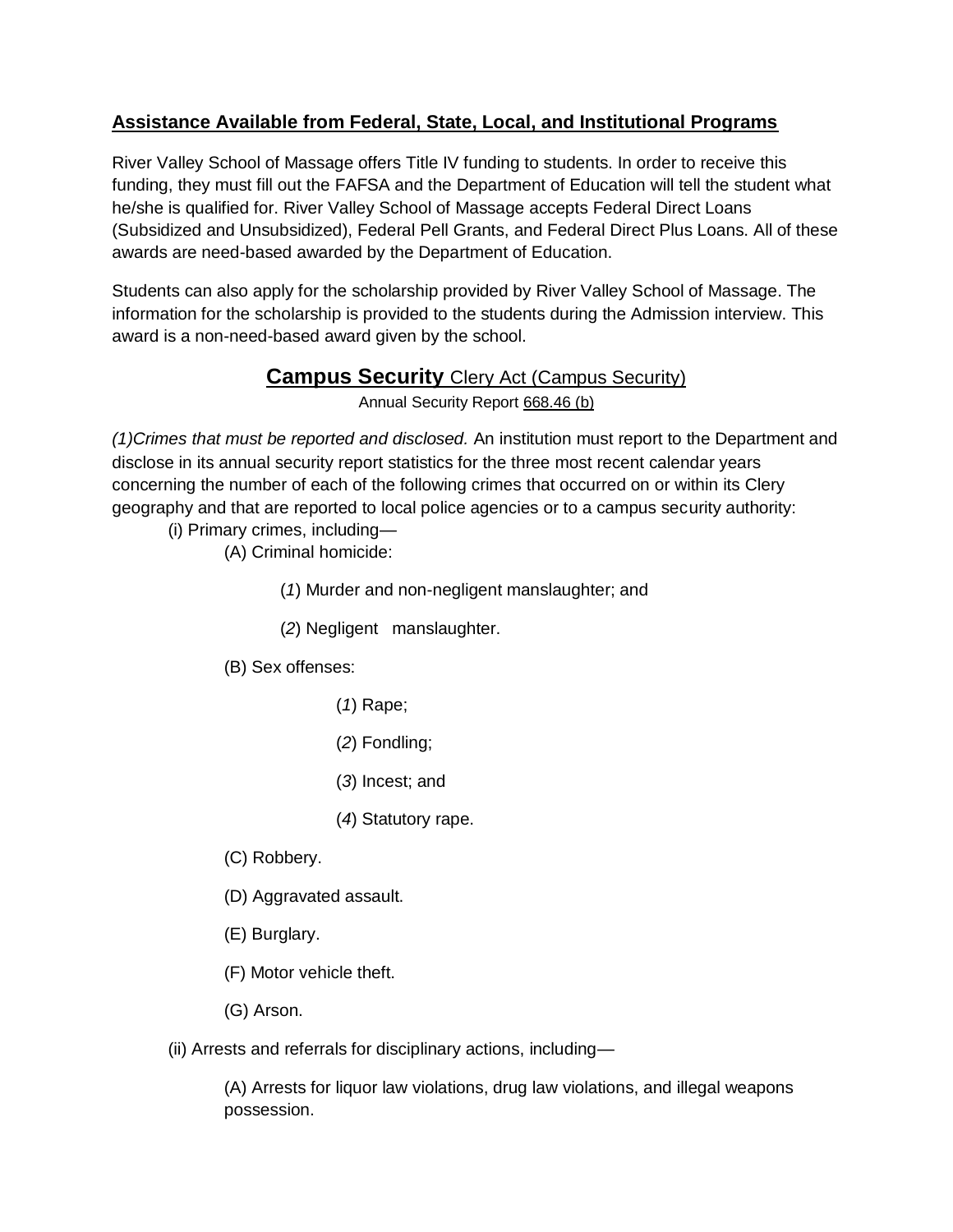## Assistance Available from Federal, State, Local, and Institutional Programs

River Valley School of Massage offers Title IV funding to students. In order to receive this funding, they must fill out the FAFSA and the Department of Education will tell the student what he/she is qualified for. River Valley School of Massage accepts Federal Direct Loans (Subsidized and Unsubsidized), Federal Pell Grants, and Federal Direct Plus Loans. All of these awards are need-based awarded by the Department of Education.

Students can also apply for the scholarship provided by River Valley School of Massage. The information for the scholarship is provided to the students during the Admission interview. This award is a non-need-based award given by the school.

## **Campus Security** Clery Act (Campus Security)

Annual Security Report 668.46 (b)

*(1)Crimes that must be reported and disclosed.* An institution must report to the Department and disclose in its annual security report statistics for the three most recent calendar years concerning the number of each of the following crimes that occurred on or within its Clery geography and that are reported to local police agencies or to a campus security authority:

(i) Primary crimes, including—

(A) Criminal homicide:

(*1*) Murder and non-negligent manslaughter; and

(*2*) Negligent manslaughter.

(B) Sex offenses:

(*1*) Rape;

(*2*) Fondling;

(*3*) Incest; and

(*4*) Statutory rape.

(C) Robbery.

(D) Aggravated assault.

(E) Burglary.

(F) Motor vehicle theft.

(G) Arson.

(ii) Arrests and referrals for disciplinary actions, including—

(A) Arrests for liquor law violations, drug law violations, and illegal weapons possession.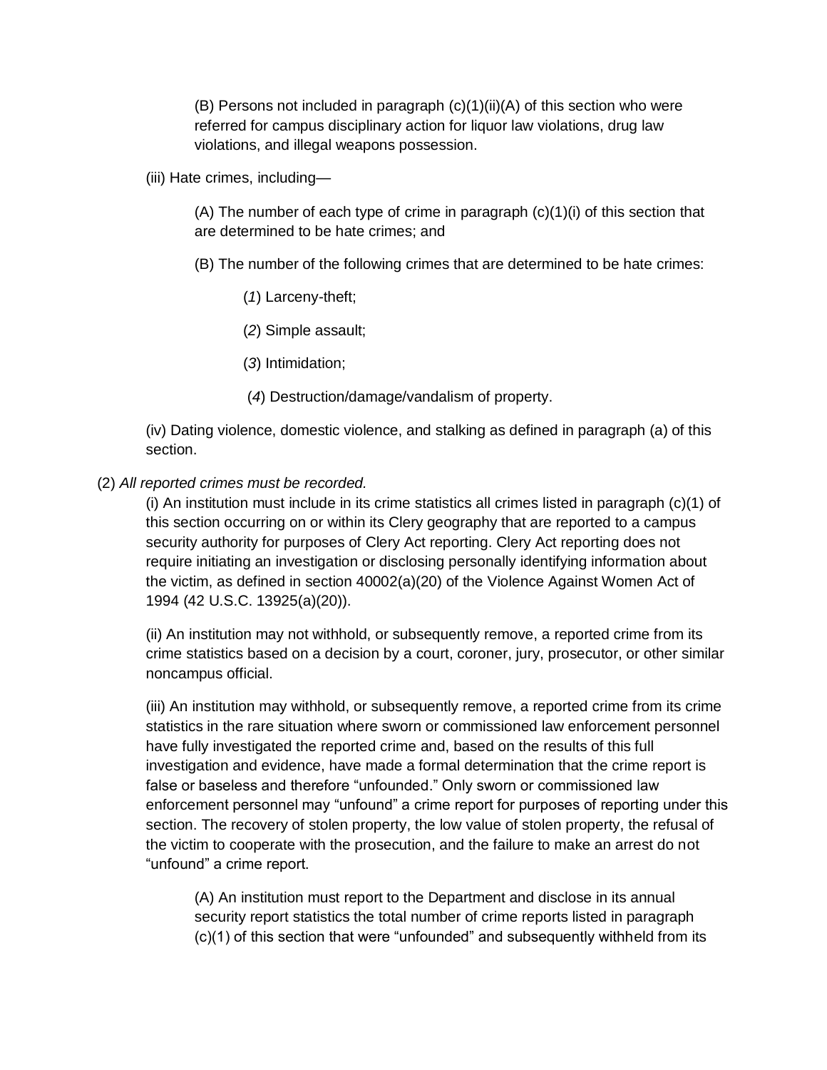(B) Persons not included in paragraph (c)(1)(ii)(A) of this section who were referred for campus disciplinary action for liquor law violations, drug law violations, and illegal weapons possession.

(iii) Hate crimes, including—

(A) The number of each type of crime in paragraph (c)(1)(i) of this section that are determined to be hate crimes; and

(B) The number of the following crimes that are determined to be hate crimes:

(*1*) Larceny-theft;

(*2*) Simple assault;

(*3*) Intimidation;

(*4*) Destruction/damage/vandalism of property.

(iv) Dating violence, domestic violence, and stalking as defined in paragraph (a) of this section.

(2) *All reported crimes must be recorded.*

(i) An institution must include in its crime statistics all crimes listed in paragraph (c)(1) of this section occurring on or within its Clery geography that are reported to a campus security authority for purposes of Clery Act reporting. Clery Act reporting does not require initiating an investigation or disclosing personally identifying information about the victim, as defined in section 40002(a)(20) of the Violence Against Women Act of 1994 (42 U.S.C. 13925(a)(20)).

(ii) An institution may not withhold, or subsequently remove, a reported crime from its crime statistics based on a decision by a court, coroner, jury, prosecutor, or other similar noncampus official.

(iii) An institution may withhold, or subsequently remove, a reported crime from its crime statistics in the rare situation where sworn or commissioned law enforcement personnel have fully investigated the reported crime and, based on the results of this full investigation and evidence, have made a formal determination that the crime report is false or baseless and therefore “unfounded.” Only sworn or commissioned law enforcement personnel may “unfound” a crime report for purposes of reporting under this section. The recovery of stolen property, the low value of stolen property, the refusal of the victim to cooperate with the prosecution, and the failure to make an arrest do not “unfound” a crime report.

(A) An institution must report to the Department and disclose in its annual security report statistics the total number of crime reports listed in paragraph (c)(1) of this section that were “unfounded” and subsequently withheld from its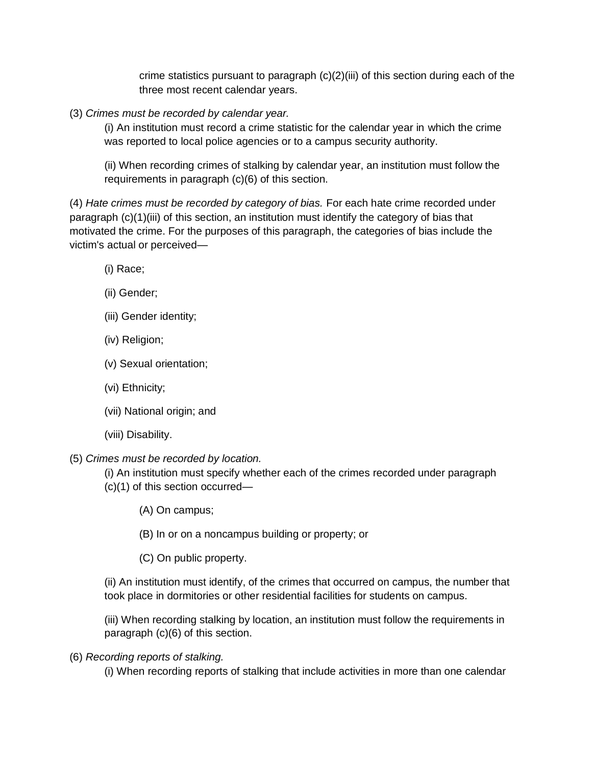crime statistics pursuant to paragraph (c)(2)(iii) of this section during each of the three most recent calendar years.

(3) *Crimes must be recorded by calendar year.*

(i) An institution must record a crime statistic for the calendar year in which the crime was reported to local police agencies or to a campus security authority.

(ii) When recording crimes of stalking by calendar year, an institution must follow the requirements in paragraph (c)(6) of this section.

(4) *Hate crimes must be recorded by category of bias.* For each hate crime recorded under paragraph (c)(1)(iii) of this section, an institution must identify the category of bias that motivated the crime. For the purposes of this paragraph, the categories of bias include the victim's actual or perceived—

(i) Race;

(ii) Gender;

(iii) Gender identity;

(iv) Religion;

(v) Sexual orientation;

(vi) Ethnicity;

(vii) National origin; and

(viii) Disability.

(5) *Crimes must be recorded by location.*

(i) An institution must specify whether each of the crimes recorded under paragraph (c)(1) of this section occurred—

(A) On campus;

(B) In or on a noncampus building or property; or

(C) On public property.

(ii) An institution must identify, of the crimes that occurred on campus, the number that took place in dormitories or other residential facilities for students on campus.

(iii) When recording stalking by location, an institution must follow the requirements in paragraph (c)(6) of this section.

(6) *Recording reports of stalking.*

(i) When recording reports of stalking that include activities in more than one calendar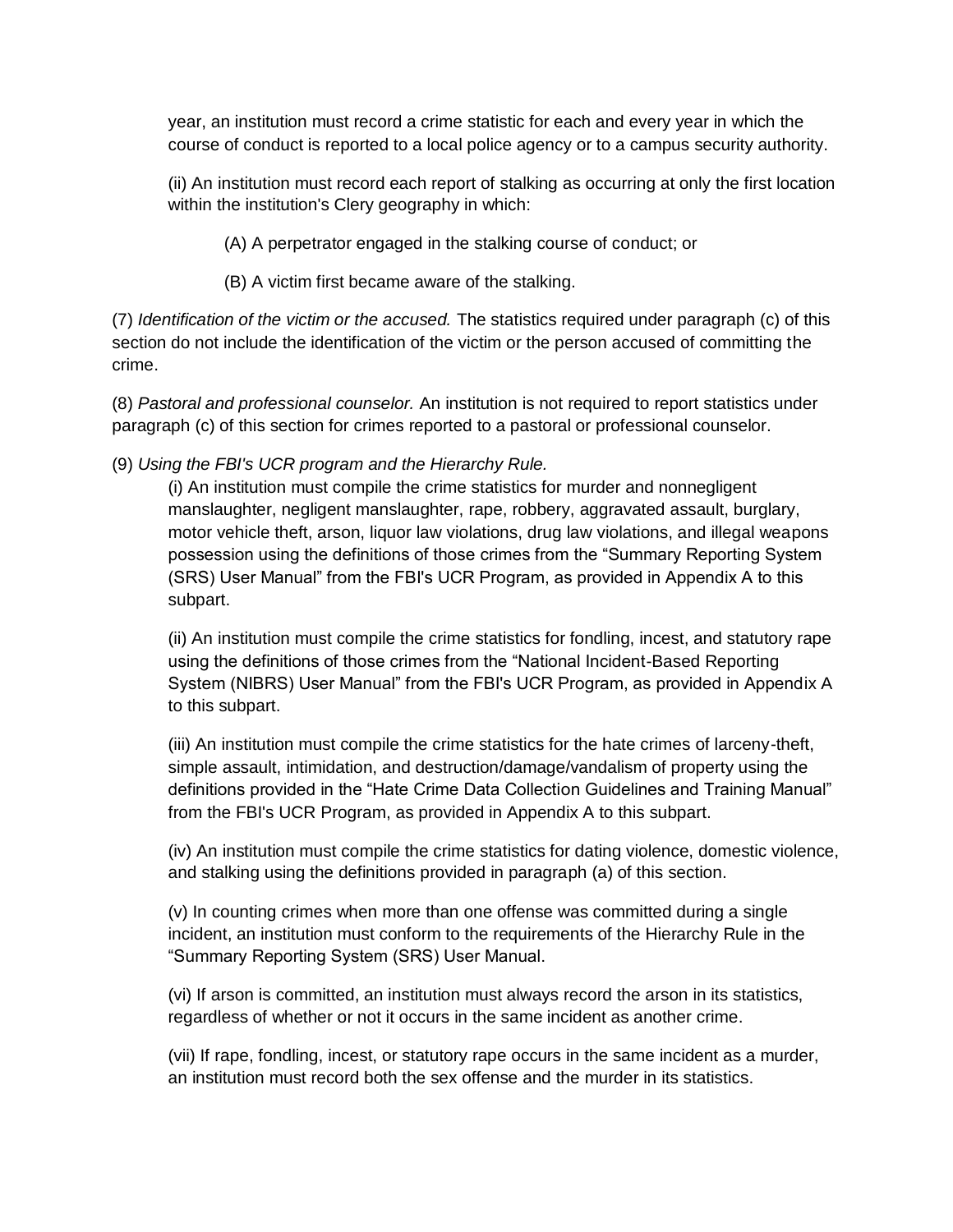year, an institution must record a crime statistic for each and every year in which the course of conduct is reported to a local police agency or to a campus security authority.

(ii) An institution must record each report of stalking as occurring at only the first location within the institution's Clery geography in which:

(A) A perpetrator engaged in the stalking course of conduct; or

(B) A victim first became aware of the stalking.

(7) *Identification of the victim or the accused.* The statistics required under paragraph (c) of this section do not include the identification of the victim or the person accused of committing the crime.

(8) *Pastoral and professional counselor.* An institution is not required to report statistics under paragraph (c) of this section for crimes reported to a pastoral or professional counselor.

(9) *Using the FBI's UCR program and the Hierarchy Rule.*

(i) An institution must compile the crime statistics for murder and nonnegligent manslaughter, negligent manslaughter, rape, robbery, aggravated assault, burglary, motor vehicle theft, arson, liquor law violations, drug law violations, and illegal weapons possession using the definitions of those crimes from the "Summary Reporting System (SRS) User Manual" from the FBI's UCR Program, as provided in Appendix A to this subpart.

(ii) An institution must compile the crime statistics for fondling, incest, and statutory rape using the definitions of those crimes from the "National Incident-Based Reporting System (NIBRS) User Manual" from the FBI's UCR Program, as provided in Appendix A to this subpart.

(iii) An institution must compile the crime statistics for the hate crimes of larceny-theft, simple assault, intimidation, and destruction/damage/vandalism of property using the definitions provided in the "Hate Crime Data Collection Guidelines and Training Manual" from the FBI's UCR Program, as provided in Appendix A to this subpart.

(iv) An institution must compile the crime statistics for dating violence, domestic violence, and stalking using the definitions provided in paragraph (a) of this section.

(v) In counting crimes when more than one offense was committed during a single incident, an institution must conform to the requirements of the Hierarchy Rule in the "Summary Reporting System (SRS) User Manual.

(vi) If arson is committed, an institution must always record the arson in its statistics, regardless of whether or not it occurs in the same incident as another crime.

(vii) If rape, fondling, incest, or statutory rape occurs in the same incident as a murder, an institution must record both the sex offense and the murder in its statistics.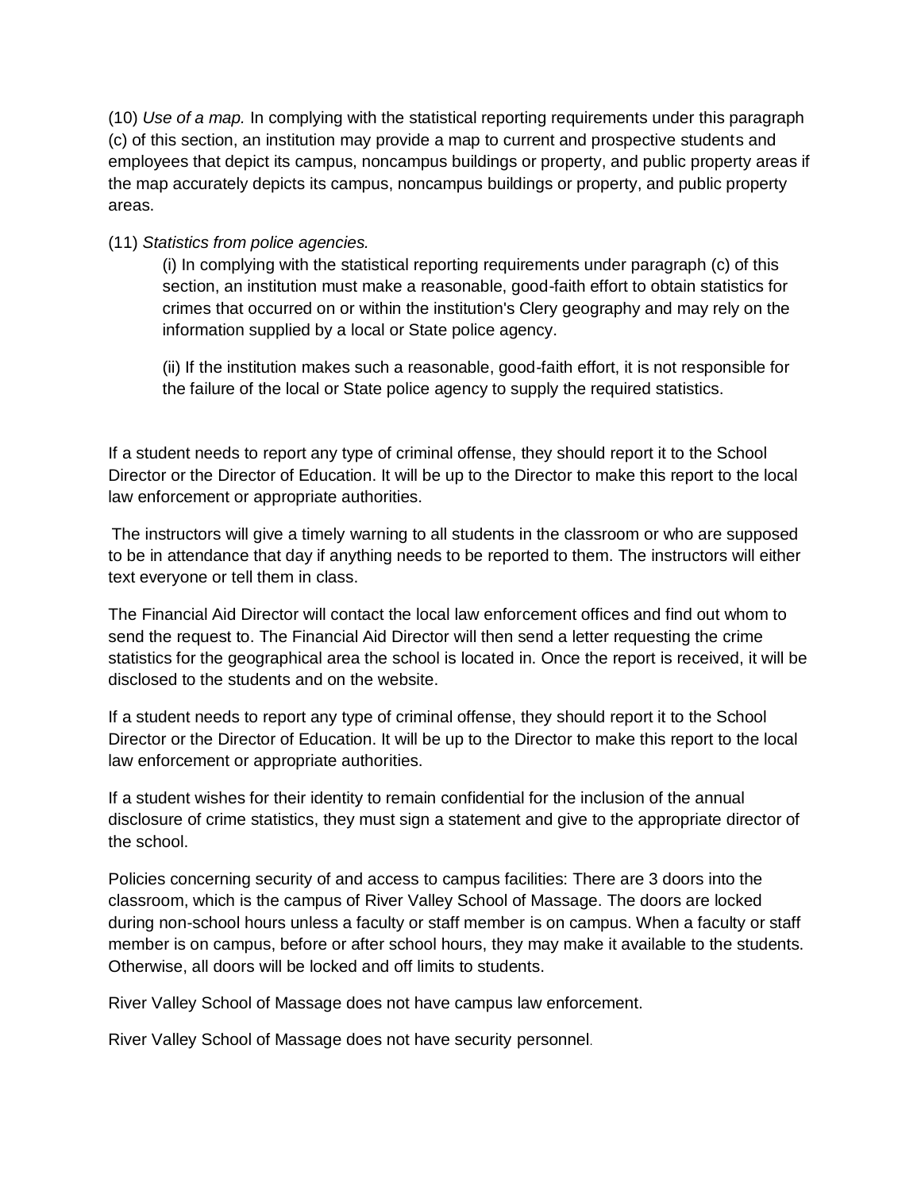(10) *Use of a map.* In complying with the statistical reporting requirements under this paragraph (c) of this section, an institution may provide a map to current and prospective students and employees that depict its campus, noncampus buildings or property, and public property areas if the map accurately depicts its campus, noncampus buildings or property, and public property areas.

(11) *Statistics from police agencies.*

> (i) In complying with the statistical reporting requirements under paragraph (c) of this section, an institution must make a reasonable, good-faith effort to obtain statistics for crimes that occurred on or within the institution's Clery geography and may rely on the information supplied by a local or State police agency.
>
> (ii) If the institution makes such a reasonable, good-faith effort, it is not responsible for the failure of the local or State police agency to supply the required statistics.

If a student needs to report any type of criminal offense, they should report it to the School Director or the Director of Education. It will be up to the Director to make this report to the local law enforcement or appropriate authorities.

The instructors will give a timely warning to all students in the classroom or who are supposed to be in attendance that day if anything needs to be reported to them. The instructors will either text everyone or tell them in class.

The Financial Aid Director will contact the local law enforcement offices and find out whom to send the request to. The Financial Aid Director will then send a letter requesting the crime statistics for the geographical area the school is located in. Once the report is received, it will be disclosed to the students and on the website.

If a student needs to report any type of criminal offense, they should report it to the School Director or the Director of Education. It will be up to the Director to make this report to the local law enforcement or appropriate authorities.

If a student wishes for their identity to remain confidential for the inclusion of the annual disclosure of crime statistics, they must sign a statement and give to the appropriate director of the school.

Policies concerning security of and access to campus facilities: There are 3 doors into the classroom, which is the campus of River Valley School of Massage. The doors are locked during non-school hours unless a faculty or staff member is on campus. When a faculty or staff member is on campus, before or after school hours, they may make it available to the students. Otherwise, all doors will be locked and off limits to students.

River Valley School of Massage does not have campus law enforcement.

River Valley School of Massage does not have security personnel.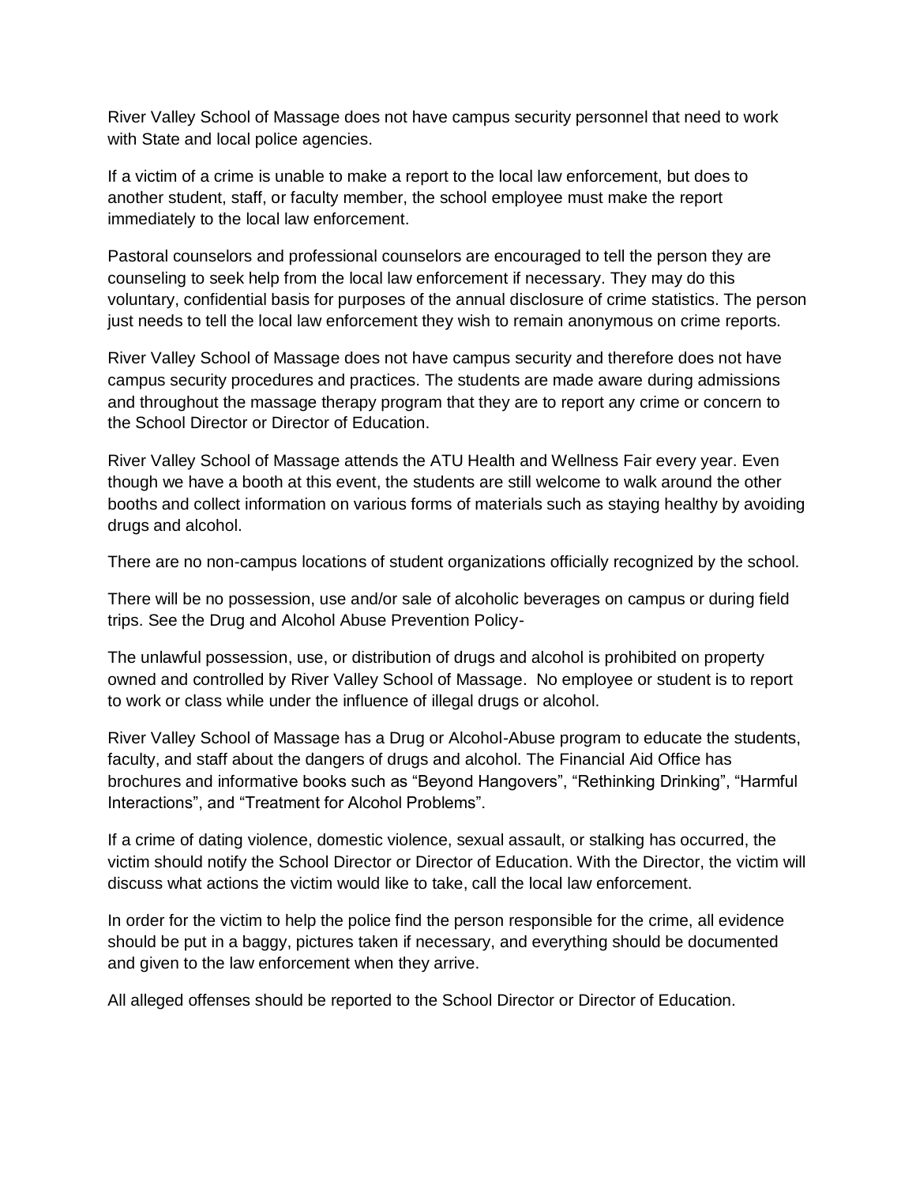River Valley School of Massage does not have campus security personnel that need to work with State and local police agencies.

If a victim of a crime is unable to make a report to the local law enforcement, but does to another student, staff, or faculty member, the school employee must make the report immediately to the local law enforcement.

Pastoral counselors and professional counselors are encouraged to tell the person they are counseling to seek help from the local law enforcement if necessary. They may do this voluntary, confidential basis for purposes of the annual disclosure of crime statistics. The person just needs to tell the local law enforcement they wish to remain anonymous on crime reports.

River Valley School of Massage does not have campus security and therefore does not have campus security procedures and practices. The students are made aware during admissions and throughout the massage therapy program that they are to report any crime or concern to the School Director or Director of Education.

River Valley School of Massage attends the ATU Health and Wellness Fair every year. Even though we have a booth at this event, the students are still welcome to walk around the other booths and collect information on various forms of materials such as staying healthy by avoiding drugs and alcohol.

There are no non-campus locations of student organizations officially recognized by the school.

There will be no possession, use and/or sale of alcoholic beverages on campus or during field trips. See the Drug and Alcohol Abuse Prevention Policy-

The unlawful possession, use, or distribution of drugs and alcohol is prohibited on property owned and controlled by River Valley School of Massage. No employee or student is to report to work or class while under the influence of illegal drugs or alcohol.

River Valley School of Massage has a Drug or Alcohol-Abuse program to educate the students, faculty, and staff about the dangers of drugs and alcohol. The Financial Aid Office has brochures and informative books such as "Beyond Hangovers", "Rethinking Drinking", "Harmful Interactions", and "Treatment for Alcohol Problems".

If a crime of dating violence, domestic violence, sexual assault, or stalking has occurred, the victim should notify the School Director or Director of Education. With the Director, the victim will discuss what actions the victim would like to take, call the local law enforcement.

In order for the victim to help the police find the person responsible for the crime, all evidence should be put in a baggy, pictures taken if necessary, and everything should be documented and given to the law enforcement when they arrive.

All alleged offenses should be reported to the School Director or Director of Education.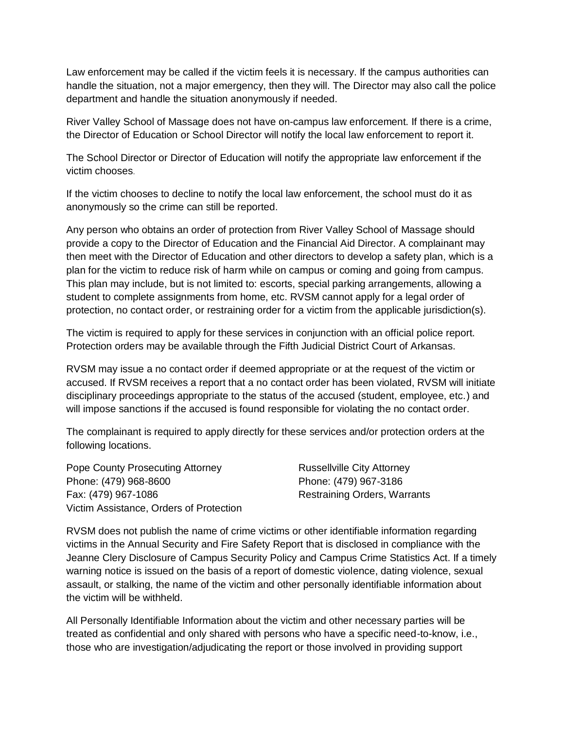Law enforcement may be called if the victim feels it is necessary. If the campus authorities can handle the situation, not a major emergency, then they will. The Director may also call the police department and handle the situation anonymously if needed.

River Valley School of Massage does not have on-campus law enforcement. If there is a crime, the Director of Education or School Director will notify the local law enforcement to report it.

The School Director or Director of Education will notify the appropriate law enforcement if the victim chooses.

If the victim chooses to decline to notify the local law enforcement, the school must do it as anonymously so the crime can still be reported.

Any person who obtains an order of protection from River Valley School of Massage should provide a copy to the Director of Education and the Financial Aid Director. A complainant may then meet with the Director of Education and other directors to develop a safety plan, which is a plan for the victim to reduce risk of harm while on campus or coming and going from campus. This plan may include, but is not limited to: escorts, special parking arrangements, allowing a student to complete assignments from home, etc. RVSM cannot apply for a legal order of protection, no contact order, or restraining order for a victim from the applicable jurisdiction(s).

The victim is required to apply for these services in conjunction with an official police report. Protection orders may be available through the Fifth Judicial District Court of Arkansas.

RVSM may issue a no contact order if deemed appropriate or at the request of the victim or accused. If RVSM receives a report that a no contact order has been violated, RVSM will initiate disciplinary proceedings appropriate to the status of the accused (student, employee, etc.) and will impose sanctions if the accused is found responsible for violating the no contact order.

The complainant is required to apply directly for these services and/or protection orders at the following locations.

Pope County Prosecuting Attorney
Phone: (479) 968-8600
Fax: (479) 967-1086
Victim Assistance, Orders of Protection

Russellville City Attorney
Phone: (479) 967-3186
Restraining Orders, Warrants

RVSM does not publish the name of crime victims or other identifiable information regarding victims in the Annual Security and Fire Safety Report that is disclosed in compliance with the Jeanne Clery Disclosure of Campus Security Policy and Campus Crime Statistics Act. If a timely warning notice is issued on the basis of a report of domestic violence, dating violence, sexual assault, or stalking, the name of the victim and other personally identifiable information about the victim will be withheld.

All Personally Identifiable Information about the victim and other necessary parties will be treated as confidential and only shared with persons who have a specific need-to-know, i.e., those who are investigation/adjudicating the report or those involved in providing support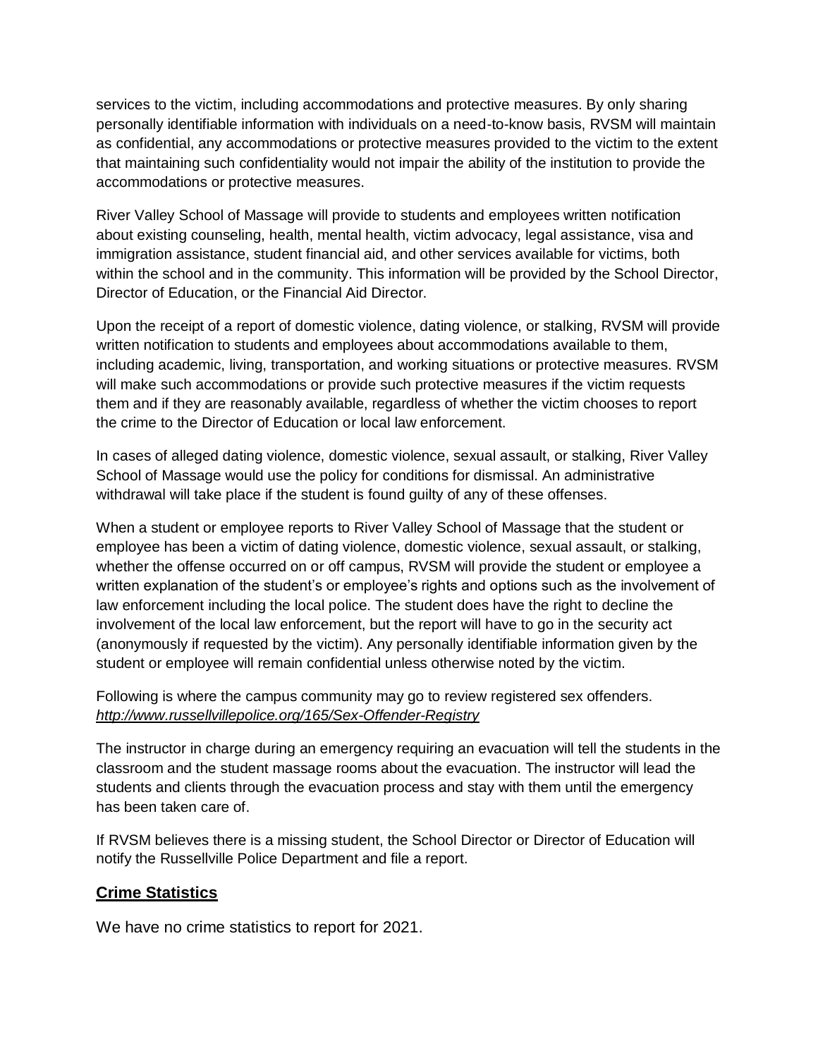services to the victim, including accommodations and protective measures. By only sharing personally identifiable information with individuals on a need-to-know basis, RVSM will maintain as confidential, any accommodations or protective measures provided to the victim to the extent that maintaining such confidentiality would not impair the ability of the institution to provide the accommodations or protective measures.

River Valley School of Massage will provide to students and employees written notification about existing counseling, health, mental health, victim advocacy, legal assistance, visa and immigration assistance, student financial aid, and other services available for victims, both within the school and in the community. This information will be provided by the School Director, Director of Education, or the Financial Aid Director.

Upon the receipt of a report of domestic violence, dating violence, or stalking, RVSM will provide written notification to students and employees about accommodations available to them, including academic, living, transportation, and working situations or protective measures. RVSM will make such accommodations or provide such protective measures if the victim requests them and if they are reasonably available, regardless of whether the victim chooses to report the crime to the Director of Education or local law enforcement.

In cases of alleged dating violence, domestic violence, sexual assault, or stalking, River Valley School of Massage would use the policy for conditions for dismissal. An administrative withdrawal will take place if the student is found guilty of any of these offenses.

When a student or employee reports to River Valley School of Massage that the student or employee has been a victim of dating violence, domestic violence, sexual assault, or stalking, whether the offense occurred on or off campus, RVSM will provide the student or employee a written explanation of the student's or employee's rights and options such as the involvement of law enforcement including the local police. The student does have the right to decline the involvement of the local law enforcement, but the report will have to go in the security act (anonymously if requested by the victim). Any personally identifiable information given by the student or employee will remain confidential unless otherwise noted by the victim.

Following is where the campus community may go to review registered sex offenders.
*http://www.russellvillepolice.org/165/Sex-Offender-Registry*

The instructor in charge during an emergency requiring an evacuation will tell the students in the classroom and the student massage rooms about the evacuation. The instructor will lead the students and clients through the evacuation process and stay with them until the emergency has been taken care of.

If RVSM believes there is a missing student, the School Director or Director of Education will notify the Russellville Police Department and file a report.

## Crime Statistics

We have no crime statistics to report for 2021.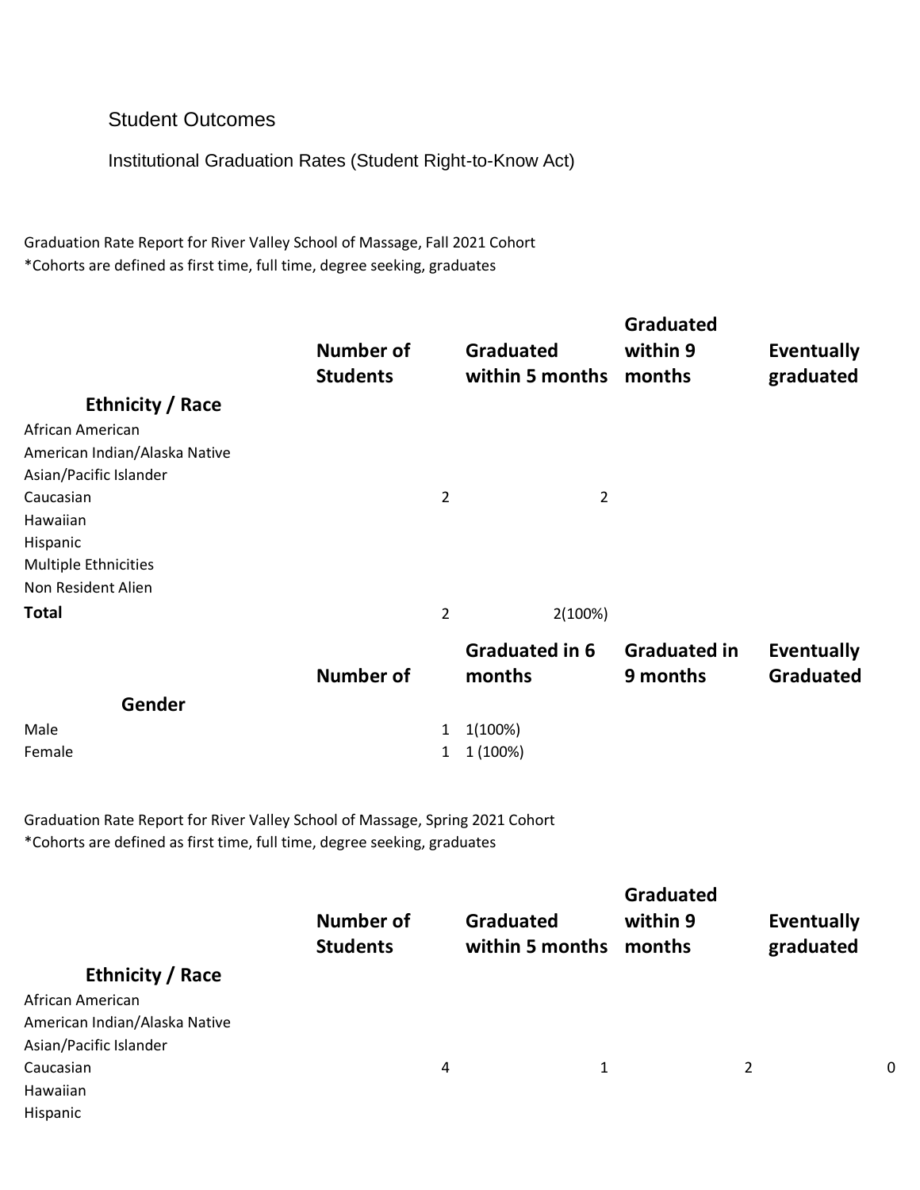## Student Outcomes

### Institutional Graduation Rates (Student Right-to-Know Act)

Graduation Rate Report for River Valley School of Massage, Fall 2021 Cohort
*Cohorts are defined as first time, full time, degree seeking, graduates

| Ethnicity / Race | Number of Students | Graduated within 5 months | Graduated within 9 months | Eventually graduated |
|---|---|---|---|---|
| African American | | | | |
| American Indian/Alaska Native | | | | |
| Asian/Pacific Islander | | | | |
| Caucasian | 2 | 2 | | |
| Hawaiian | | | | |
| Hispanic | | | | |
| Multiple Ethnicities | | | | |
| Non Resident Alien | | | | |
| **Total** | 2 | 2(100%) | | |

| Gender | Number of | Graduated in 6 months | Graduated in 9 months | Eventually Graduated |
|---|---|---|---|---|
| Male | 1 | 1(100%) | | |
| Female | 1 | 1 (100%) | | |

Graduation Rate Report for River Valley School of Massage, Spring 2021 Cohort
*Cohorts are defined as first time, full time, degree seeking, graduates

| Ethnicity / Race | Number of Students | Graduated within 5 months | Graduated within 9 months | Eventually graduated |
|---|---|---|---|---|
| African American | | | | |
| American Indian/Alaska Native | | | | |
| Asian/Pacific Islander | | | | |
| Caucasian | 4 | 1 | 2 | 0 |
| Hawaiian | | | | |
| Hispanic | | | | |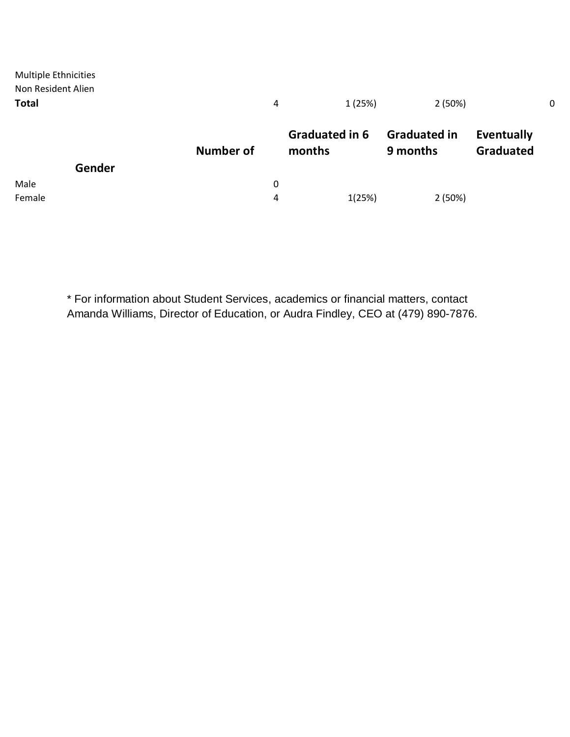| | | | | |
|---|---|---|---|---|
| Multiple Ethnicities | | | | |
| Non Resident Alien | | | | |
| **Total** | 4 | 1 (25%) | 2 (50%) | 0 |

| | Number of | Graduated in 6 months | Graduated in 9 months | Eventually Graduated |
|---|---|---|---|---|
| **Gender** | | | | |
| Male | 0 | | | |
| Female | 4 | 1(25%) | 2 (50%) | |

* For information about Student Services, academics or financial matters, contact Amanda Williams, Director of Education, or Audra Findley, CEO at (479) 890-7876.